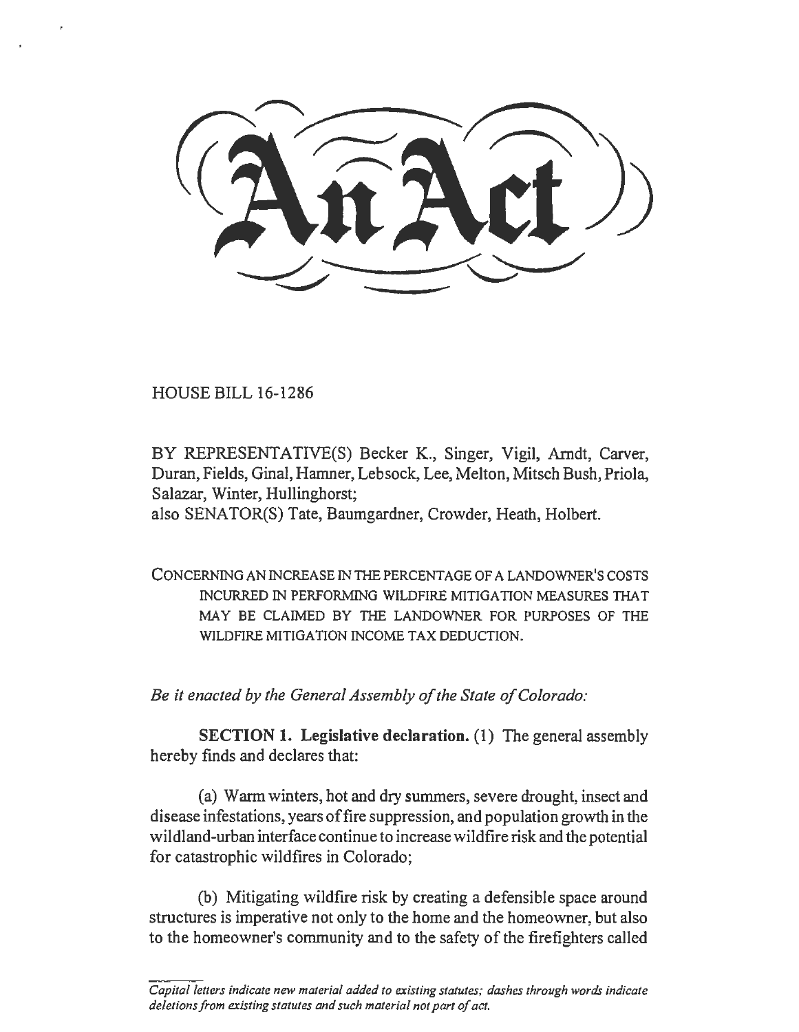# An Act

HOUSE BILL 16-1286

BY REPRESENTATIVE(S) Becker K., Singer, Vigil, Arndt, Carver, Duran, Fields, Ginal, Hamner, Lebsock, Lee, Melton, Mitsch Bush, Priola, Salazar, Winter, Hullinghorst;
also SENATOR(S) Tate, Baumgardner, Crowder, Heath, Holbert.

CONCERNING AN INCREASE IN THE PERCENTAGE OF A LANDOWNER'S COSTS INCURRED IN PERFORMING WILDFIRE MITIGATION MEASURES THAT MAY BE CLAIMED BY THE LANDOWNER FOR PURPOSES OF THE WILDFIRE MITIGATION INCOME TAX DEDUCTION.

*Be it enacted by the General Assembly of the State of Colorado:*

**SECTION 1. Legislative declaration.** (1) The general assembly hereby finds and declares that:

(a) Warm winters, hot and dry summers, severe drought, insect and disease infestations, years of fire suppression, and population growth in the wildland-urban interface continue to increase wildfire risk and the potential for catastrophic wildfires in Colorado;

(b) Mitigating wildfire risk by creating a defensible space around structures is imperative not only to the home and the homeowner, but also to the homeowner's community and to the safety of the firefighters called

*Capital letters indicate new material added to existing statutes; dashes through words indicate deletions from existing statutes and such material not part of act.*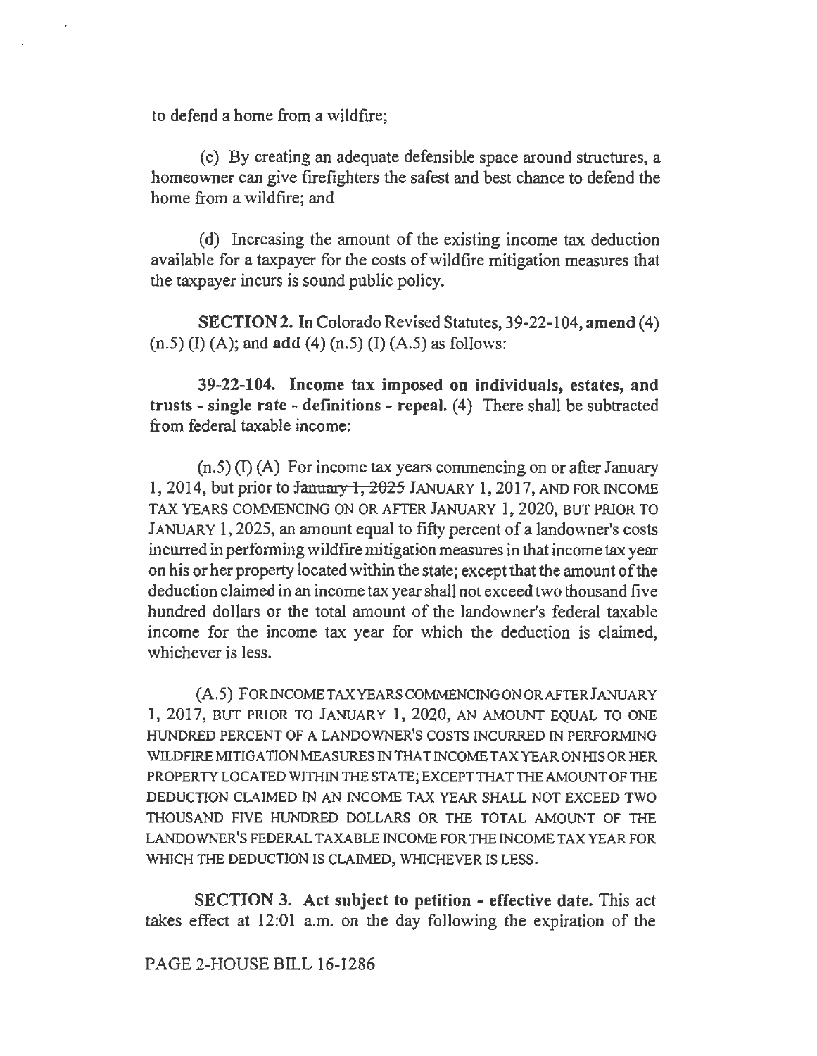to defend a home from a wildfire;

(c) By creating an adequate defensible space around structures, a homeowner can give firefighters the safest and best chance to defend the home from a wildfire; and

(d) Increasing the amount of the existing income tax deduction available for a taxpayer for the costs of wildfire mitigation measures that the taxpayer incurs is sound public policy.

**SECTION 2.** In Colorado Revised Statutes, 39-22-104, **amend** (4) (n.5) (I) (A); and **add** (4) (n.5) (I) (A.5) as follows:

**39-22-104. Income tax imposed on individuals, estates, and trusts - single rate - definitions - repeal.** (4) There shall be subtracted from federal taxable income:

(n.5) (I) (A) For income tax years commencing on or after January 1, 2014, but prior to ~~January 1, 2025~~ JANUARY 1, 2017, AND FOR INCOME TAX YEARS COMMENCING ON OR AFTER JANUARY 1, 2020, BUT PRIOR TO JANUARY 1, 2025, an amount equal to fifty percent of a landowner's costs incurred in performing wildfire mitigation measures in that income tax year on his or her property located within the state; except that the amount of the deduction claimed in an income tax year shall not exceed two thousand five hundred dollars or the total amount of the landowner's federal taxable income for the income tax year for which the deduction is claimed, whichever is less.

(A.5) FOR INCOME TAX YEARS COMMENCING ON OR AFTER JANUARY 1, 2017, BUT PRIOR TO JANUARY 1, 2020, AN AMOUNT EQUAL TO ONE HUNDRED PERCENT OF A LANDOWNER'S COSTS INCURRED IN PERFORMING WILDFIRE MITIGATION MEASURES IN THAT INCOME TAX YEAR ON HIS OR HER PROPERTY LOCATED WITHIN THE STATE; EXCEPT THAT THE AMOUNT OF THE DEDUCTION CLAIMED IN AN INCOME TAX YEAR SHALL NOT EXCEED TWO THOUSAND FIVE HUNDRED DOLLARS OR THE TOTAL AMOUNT OF THE LANDOWNER'S FEDERAL TAXABLE INCOME FOR THE INCOME TAX YEAR FOR WHICH THE DEDUCTION IS CLAIMED, WHICHEVER IS LESS.

**SECTION 3. Act subject to petition - effective date.** This act takes effect at 12:01 a.m. on the day following the expiration of the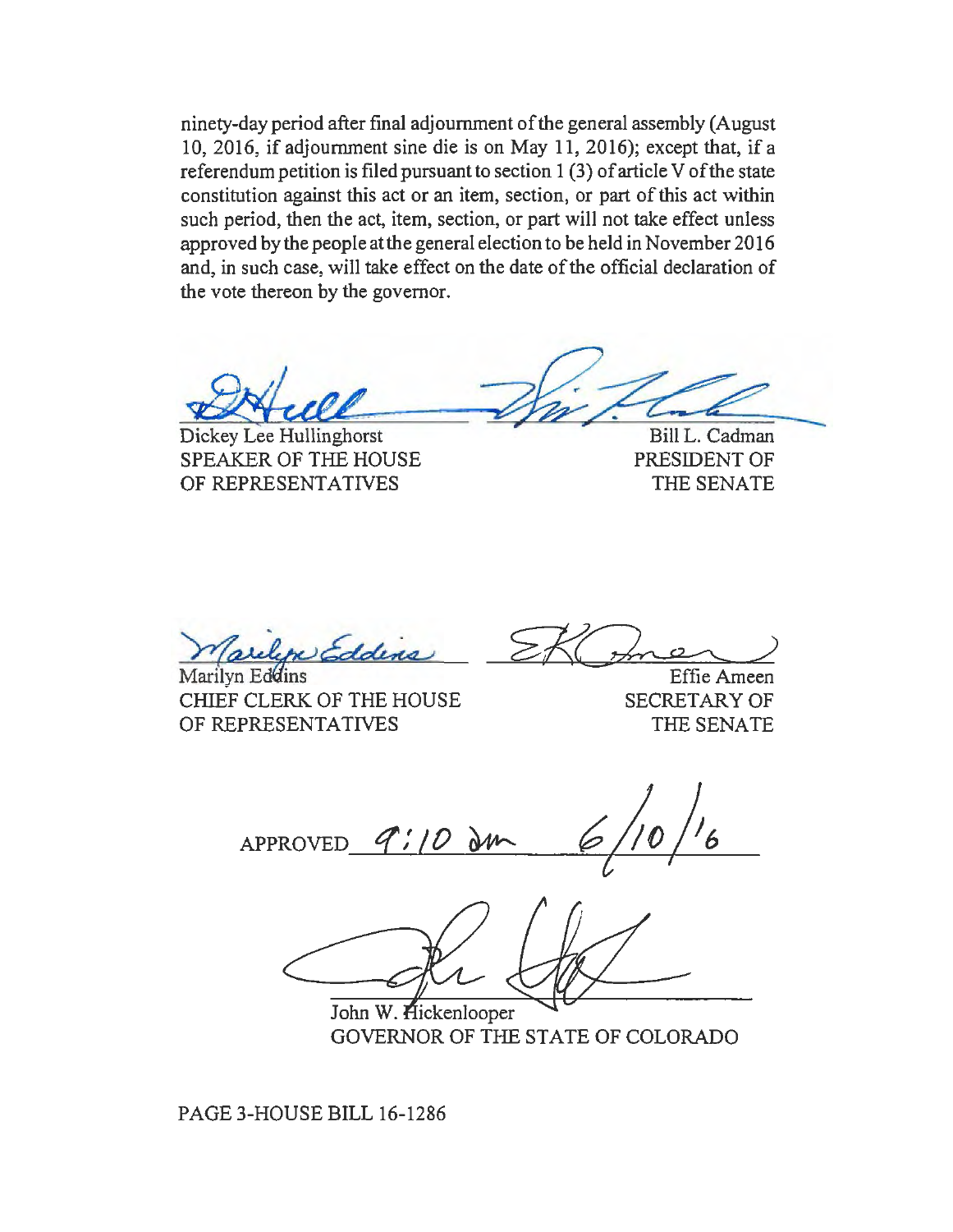ninety-day period after final adjournment of the general assembly (August 10, 2016, if adjournment sine die is on May 11, 2016); except that, if a referendum petition is filed pursuant to section 1 (3) of article V of the state constitution against this act or an item, section, or part of this act within such period, then the act, item, section, or part will not take effect unless approved by the people at the general election to be held in November 2016 and, in such case, will take effect on the date of the official declaration of the vote thereon by the governor.

Dickey Lee Hullinghorst
SPEAKER OF THE HOUSE
OF REPRESENTATIVES

Bill L. Cadman
PRESIDENT OF
THE SENATE

Marilyn Eddins
CHIEF CLERK OF THE HOUSE
OF REPRESENTATIVES

Effie Ameen
SECRETARY OF
THE SENATE

APPROVED 9:10 am 6/10/16

John W. Hickenlooper
GOVERNOR OF THE STATE OF COLORADO

PAGE 3-HOUSE BILL 16-1286